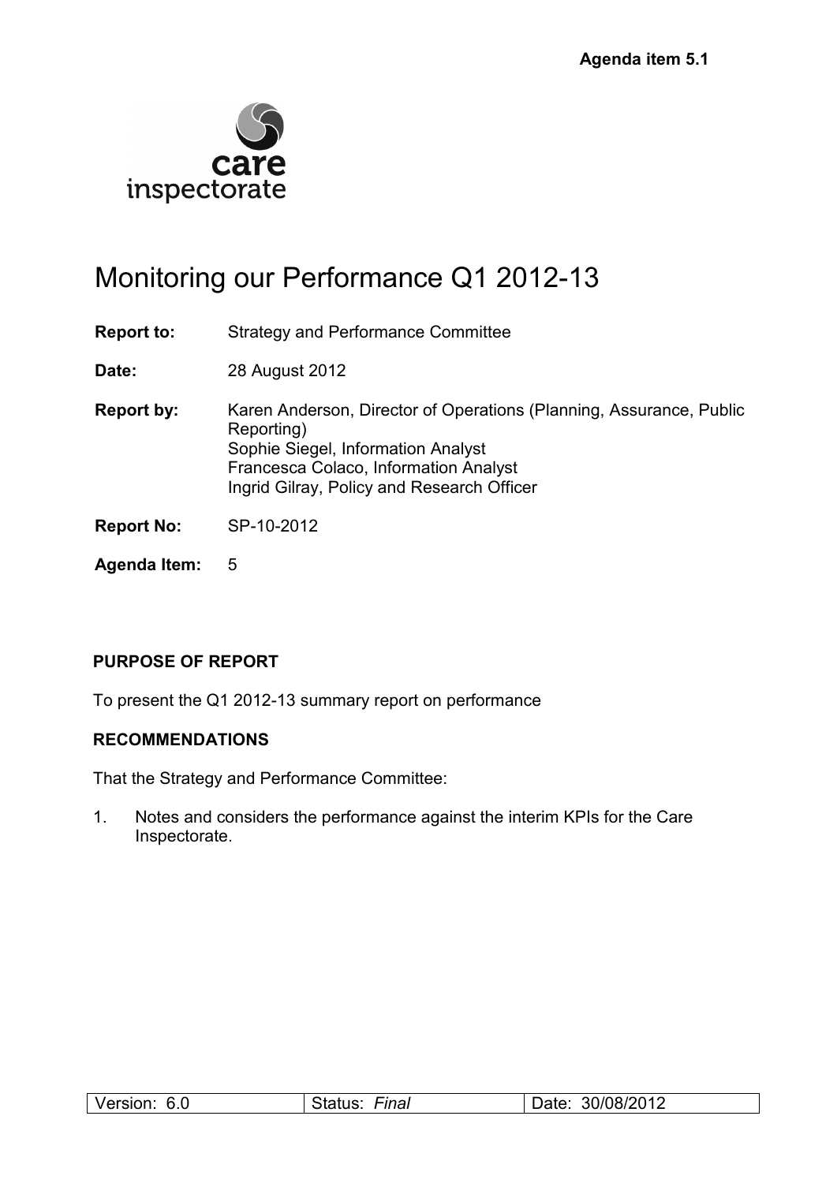**Agenda item 5.1**

care inspectorate

# Monitoring our Performance Q1 2012-13

**Report to:** Strategy and Performance Committee

**Date:** 28 August 2012

**Report by:** Karen Anderson, Director of Operations (Planning, Assurance, Public Reporting)
Sophie Siegel, Information Analyst
Francesca Colaco, Information Analyst
Ingrid Gilray, Policy and Research Officer

**Report No:** SP-10-2012

**Agenda Item:** 5

**PURPOSE OF REPORT**

To present the Q1 2012-13 summary report on performance

**RECOMMENDATIONS**

That the Strategy and Performance Committee:

1. Notes and considers the performance against the interim KPIs for the Care Inspectorate.

| Version: 6.0 | Status: *Final* | Date: 30/08/2012 |
|---|---|---|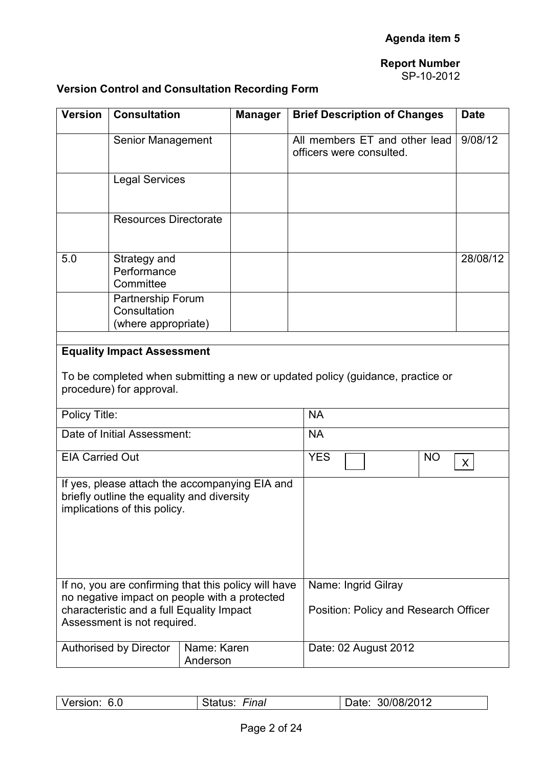**Agenda item 5**

**Report Number**
SP-10-2012

**Version Control and Consultation Recording Form**

| Version | Consultation | Manager | Brief Description of Changes | Date |
|---|---|---|---|---|
| | Senior Management | | All members ET and other lead officers were consulted. | 9/08/12 |
| | Legal Services | | | |
| | Resources Directorate | | | |
| 5.0 | Strategy and Performance Committee | | | 28/08/12 |
| | Partnership Forum Consultation (where appropriate) | | | |

**Equality Impact Assessment**

To be completed when submitting a new or updated policy (guidance, practice or procedure) for approval.

| | | | |
|---|---|---|---|
| Policy Title: | | NA | |
| Date of Initial Assessment: | | NA | |
| EIA Carried Out | | YES [ ] | NO [X] |
| If yes, please attach the accompanying EIA and briefly outline the equality and diversity implications of this policy. | | | |
| If no, you are confirming that this policy will have no negative impact on people with a protected characteristic and a full Equality Impact Assessment is not required. | | Name: Ingrid Gilray<br>Position: Policy and Research Officer | |
| Authorised by Director | Name: Karen Anderson | Date: 02 August 2012 | |

| Version: 6.0 | Status: *Final* | Date: 30/08/2012 |
|---|---|---|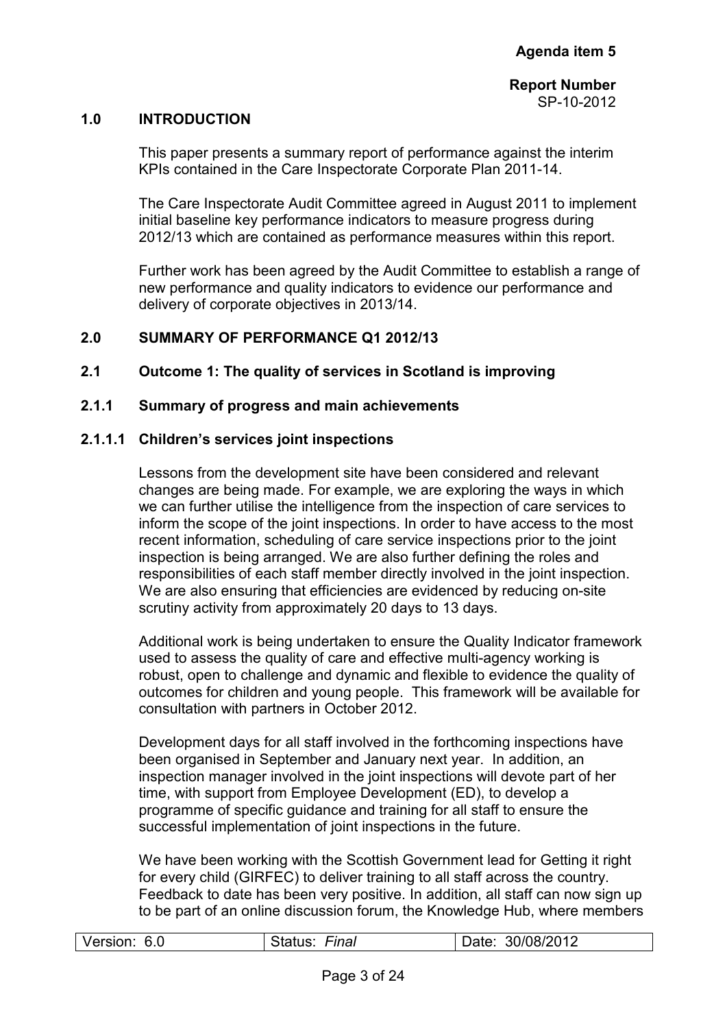**Agenda item 5**

**Report Number**
SP-10-2012

## 1.0 INTRODUCTION

This paper presents a summary report of performance against the interim KPIs contained in the Care Inspectorate Corporate Plan 2011-14.

The Care Inspectorate Audit Committee agreed in August 2011 to implement initial baseline key performance indicators to measure progress during 2012/13 which are contained as performance measures within this report.

Further work has been agreed by the Audit Committee to establish a range of new performance and quality indicators to evidence our performance and delivery of corporate objectives in 2013/14.

## 2.0 SUMMARY OF PERFORMANCE Q1 2012/13

### 2.1 Outcome 1: The quality of services in Scotland is improving

#### 2.1.1 Summary of progress and main achievements

##### 2.1.1.1 Children's services joint inspections

Lessons from the development site have been considered and relevant changes are being made. For example, we are exploring the ways in which we can further utilise the intelligence from the inspection of care services to inform the scope of the joint inspections. In order to have access to the most recent information, scheduling of care service inspections prior to the joint inspection is being arranged. We are also further defining the roles and responsibilities of each staff member directly involved in the joint inspection. We are also ensuring that efficiencies are evidenced by reducing on-site scrutiny activity from approximately 20 days to 13 days.

Additional work is being undertaken to ensure the Quality Indicator framework used to assess the quality of care and effective multi-agency working is robust, open to challenge and dynamic and flexible to evidence the quality of outcomes for children and young people. This framework will be available for consultation with partners in October 2012.

Development days for all staff involved in the forthcoming inspections have been organised in September and January next year. In addition, an inspection manager involved in the joint inspections will devote part of her time, with support from Employee Development (ED), to develop a programme of specific guidance and training for all staff to ensure the successful implementation of joint inspections in the future.

We have been working with the Scottish Government lead for Getting it right for every child (GIRFEC) to deliver training to all staff across the country. Feedback to date has been very positive. In addition, all staff can now sign up to be part of an online discussion forum, the Knowledge Hub, where members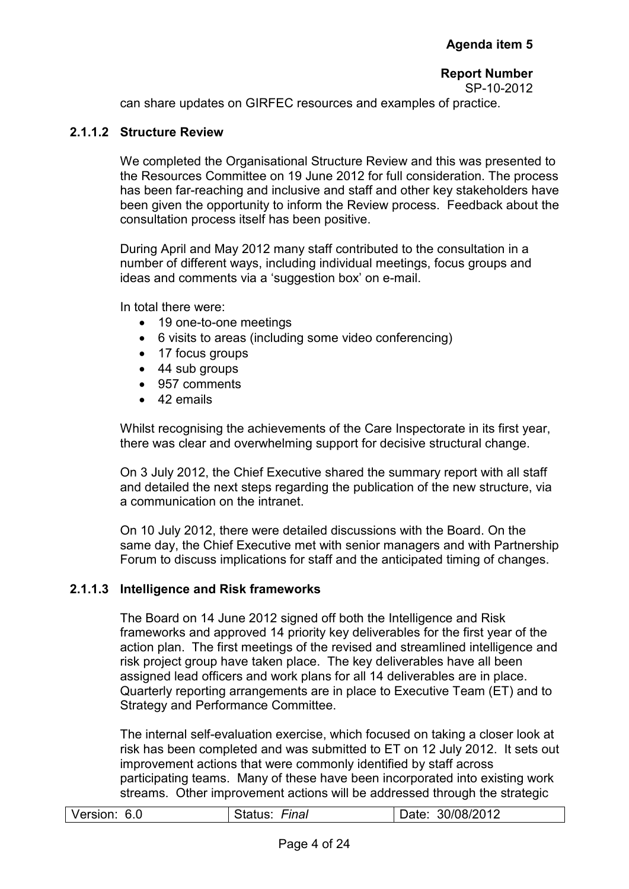can share updates on GIRFEC resources and examples of practice.

### 2.1.1.2 Structure Review

We completed the Organisational Structure Review and this was presented to the Resources Committee on 19 June 2012 for full consideration. The process has been far-reaching and inclusive and staff and other key stakeholders have been given the opportunity to inform the Review process. Feedback about the consultation process itself has been positive.

During April and May 2012 many staff contributed to the consultation in a number of different ways, including individual meetings, focus groups and ideas and comments via a 'suggestion box' on e-mail.

In total there were:

- 19 one-to-one meetings
- 6 visits to areas (including some video conferencing)
- 17 focus groups
- 44 sub groups
- 957 comments
- 42 emails

Whilst recognising the achievements of the Care Inspectorate in its first year, there was clear and overwhelming support for decisive structural change.

On 3 July 2012, the Chief Executive shared the summary report with all staff and detailed the next steps regarding the publication of the new structure, via a communication on the intranet.

On 10 July 2012, there were detailed discussions with the Board. On the same day, the Chief Executive met with senior managers and with Partnership Forum to discuss implications for staff and the anticipated timing of changes.

### 2.1.1.3 Intelligence and Risk frameworks

The Board on 14 June 2012 signed off both the Intelligence and Risk frameworks and approved 14 priority key deliverables for the first year of the action plan. The first meetings of the revised and streamlined intelligence and risk project group have taken place. The key deliverables have all been assigned lead officers and work plans for all 14 deliverables are in place. Quarterly reporting arrangements are in place to Executive Team (ET) and to Strategy and Performance Committee.

The internal self-evaluation exercise, which focused on taking a closer look at risk has been completed and was submitted to ET on 12 July 2012. It sets out improvement actions that were commonly identified by staff across participating teams. Many of these have been incorporated into existing work streams. Other improvement actions will be addressed through the strategic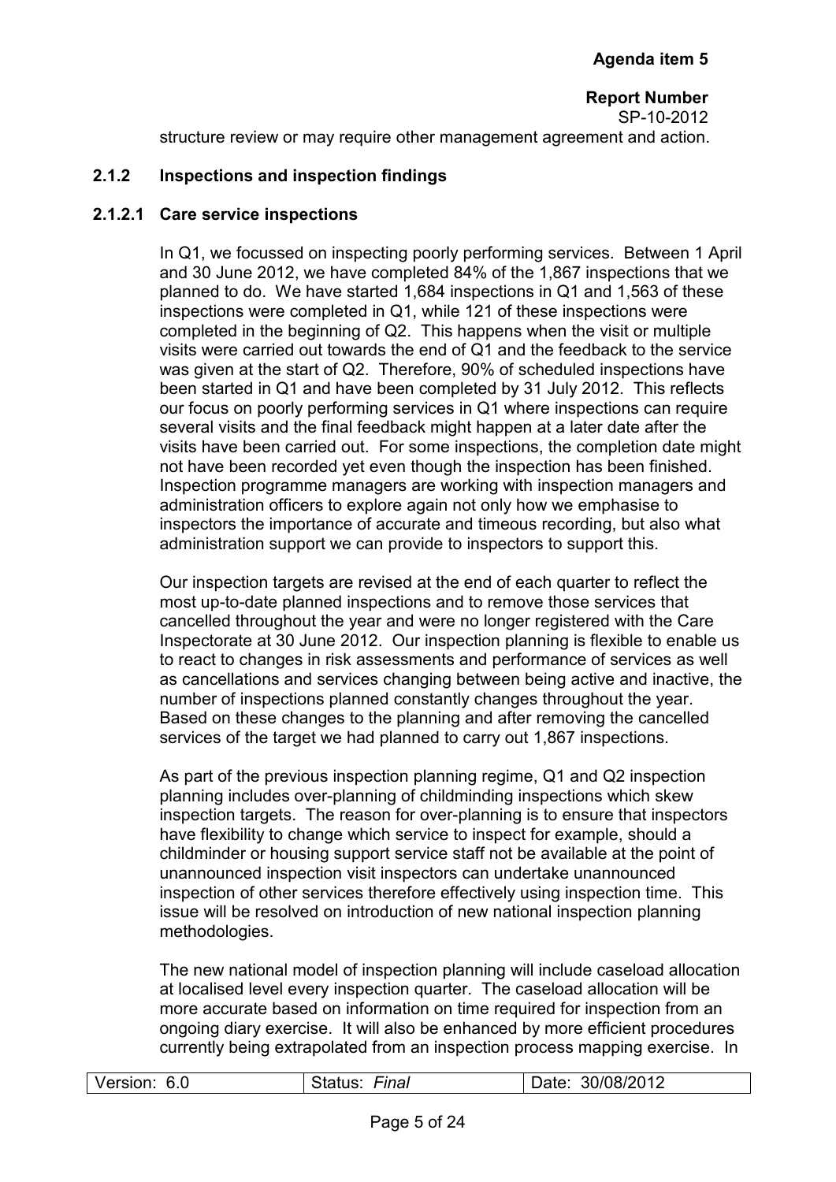structure review or may require other management agreement and action.

### 2.1.2 Inspections and inspection findings

#### 2.1.2.1 Care service inspections

In Q1, we focussed on inspecting poorly performing services. Between 1 April and 30 June 2012, we have completed 84% of the 1,867 inspections that we planned to do. We have started 1,684 inspections in Q1 and 1,563 of these inspections were completed in Q1, while 121 of these inspections were completed in the beginning of Q2. This happens when the visit or multiple visits were carried out towards the end of Q1 and the feedback to the service was given at the start of Q2. Therefore, 90% of scheduled inspections have been started in Q1 and have been completed by 31 July 2012. This reflects our focus on poorly performing services in Q1 where inspections can require several visits and the final feedback might happen at a later date after the visits have been carried out. For some inspections, the completion date might not have been recorded yet even though the inspection has been finished. Inspection programme managers are working with inspection managers and administration officers to explore again not only how we emphasise to inspectors the importance of accurate and timeous recording, but also what administration support we can provide to inspectors to support this.

Our inspection targets are revised at the end of each quarter to reflect the most up-to-date planned inspections and to remove those services that cancelled throughout the year and were no longer registered with the Care Inspectorate at 30 June 2012. Our inspection planning is flexible to enable us to react to changes in risk assessments and performance of services as well as cancellations and services changing between being active and inactive, the number of inspections planned constantly changes throughout the year. Based on these changes to the planning and after removing the cancelled services of the target we had planned to carry out 1,867 inspections.

As part of the previous inspection planning regime, Q1 and Q2 inspection planning includes over-planning of childminding inspections which skew inspection targets. The reason for over-planning is to ensure that inspectors have flexibility to change which service to inspect for example, should a childminder or housing support service staff not be available at the point of unannounced inspection visit inspectors can undertake unannounced inspection of other services therefore effectively using inspection time. This issue will be resolved on introduction of new national inspection planning methodologies.

The new national model of inspection planning will include caseload allocation at localised level every inspection quarter. The caseload allocation will be more accurate based on information on time required for inspection from an ongoing diary exercise. It will also be enhanced by more efficient procedures currently being extrapolated from an inspection process mapping exercise. In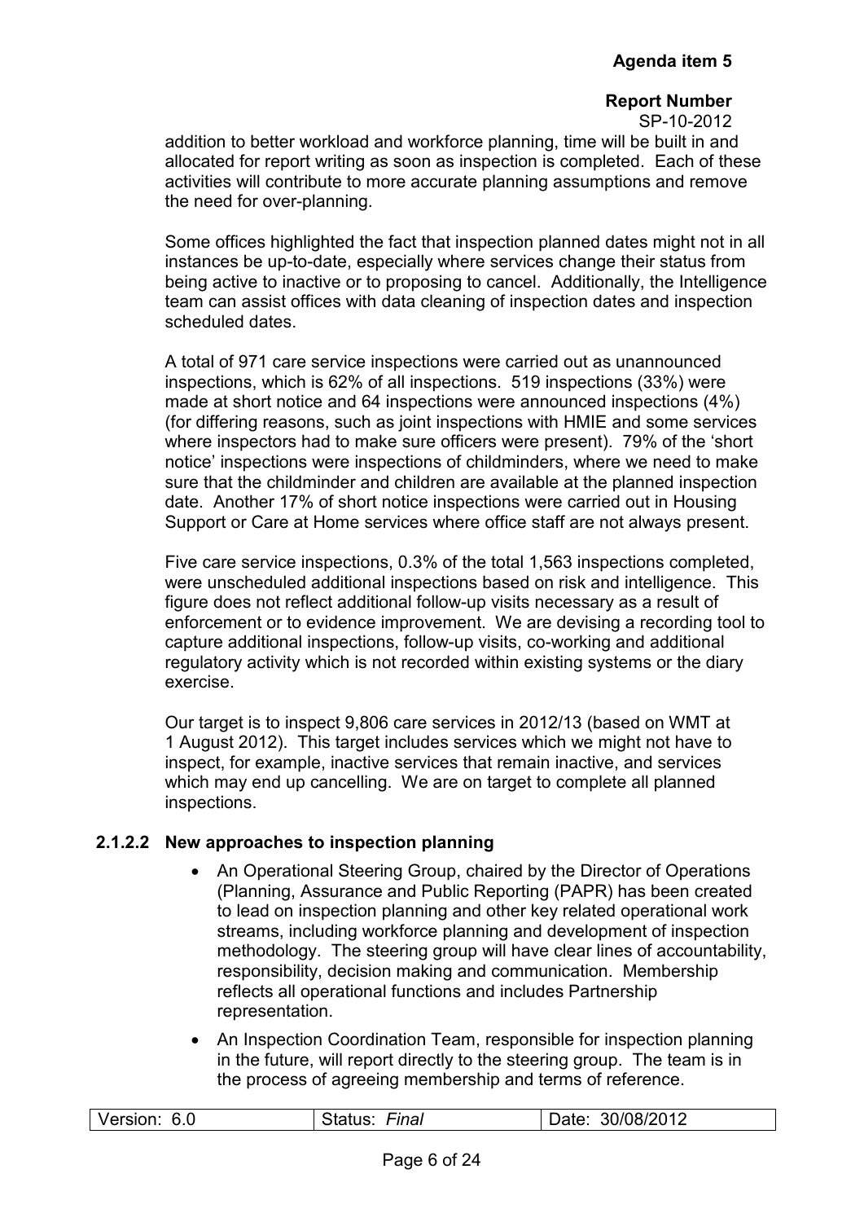addition to better workload and workforce planning, time will be built in and allocated for report writing as soon as inspection is completed. Each of these activities will contribute to more accurate planning assumptions and remove the need for over-planning.

Some offices highlighted the fact that inspection planned dates might not in all instances be up-to-date, especially where services change their status from being active to inactive or to proposing to cancel. Additionally, the Intelligence team can assist offices with data cleaning of inspection dates and inspection scheduled dates.

A total of 971 care service inspections were carried out as unannounced inspections, which is 62% of all inspections. 519 inspections (33%) were made at short notice and 64 inspections were announced inspections (4%) (for differing reasons, such as joint inspections with HMIE and some services where inspectors had to make sure officers were present). 79% of the 'short notice' inspections were inspections of childminders, where we need to make sure that the childminder and children are available at the planned inspection date. Another 17% of short notice inspections were carried out in Housing Support or Care at Home services where office staff are not always present.

Five care service inspections, 0.3% of the total 1,563 inspections completed, were unscheduled additional inspections based on risk and intelligence. This figure does not reflect additional follow-up visits necessary as a result of enforcement or to evidence improvement. We are devising a recording tool to capture additional inspections, follow-up visits, co-working and additional regulatory activity which is not recorded within existing systems or the diary exercise.

Our target is to inspect 9,806 care services in 2012/13 (based on WMT at 1 August 2012). This target includes services which we might not have to inspect, for example, inactive services that remain inactive, and services which may end up cancelling. We are on target to complete all planned inspections.

#### 2.1.2.2 New approaches to inspection planning

- An Operational Steering Group, chaired by the Director of Operations (Planning, Assurance and Public Reporting (PAPR) has been created to lead on inspection planning and other key related operational work streams, including workforce planning and development of inspection methodology. The steering group will have clear lines of accountability, responsibility, decision making and communication. Membership reflects all operational functions and includes Partnership representation.
- An Inspection Coordination Team, responsible for inspection planning in the future, will report directly to the steering group. The team is in the process of agreeing membership and terms of reference.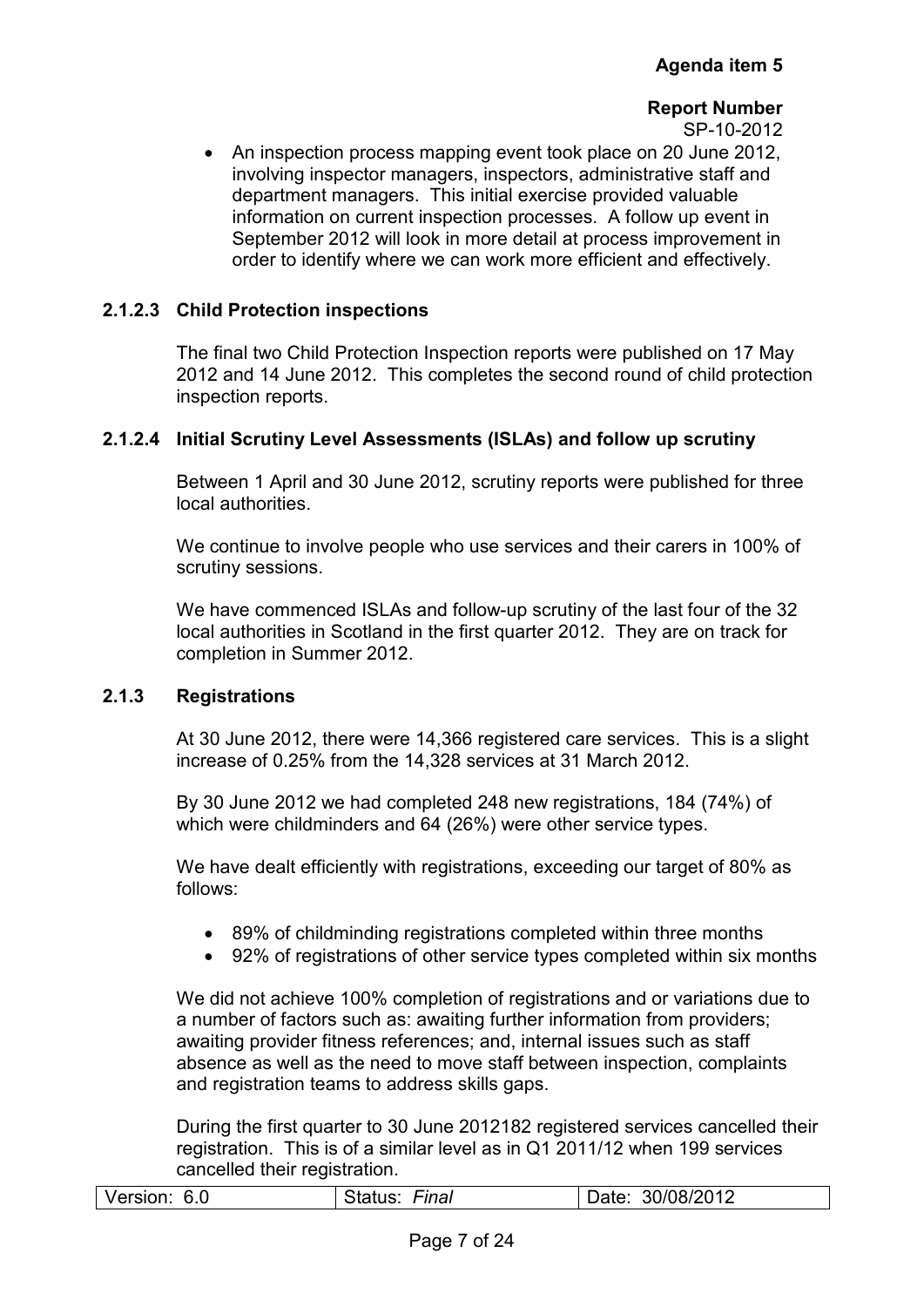- An inspection process mapping event took place on 20 June 2012, involving inspector managers, inspectors, administrative staff and department managers. This initial exercise provided valuable information on current inspection processes. A follow up event in September 2012 will look in more detail at process improvement in order to identify where we can work more efficient and effectively.

#### 2.1.2.3 Child Protection inspections

The final two Child Protection Inspection reports were published on 17 May 2012 and 14 June 2012. This completes the second round of child protection inspection reports.

#### 2.1.2.4 Initial Scrutiny Level Assessments (ISLAs) and follow up scrutiny

Between 1 April and 30 June 2012, scrutiny reports were published for three local authorities.

We continue to involve people who use services and their carers in 100% of scrutiny sessions.

We have commenced ISLAs and follow-up scrutiny of the last four of the 32 local authorities in Scotland in the first quarter 2012. They are on track for completion in Summer 2012.

### 2.1.3 Registrations

At 30 June 2012, there were 14,366 registered care services. This is a slight increase of 0.25% from the 14,328 services at 31 March 2012.

By 30 June 2012 we had completed 248 new registrations, 184 (74%) of which were childminders and 64 (26%) were other service types.

We have dealt efficiently with registrations, exceeding our target of 80% as follows:

- 89% of childminding registrations completed within three months
- 92% of registrations of other service types completed within six months

We did not achieve 100% completion of registrations and or variations due to a number of factors such as: awaiting further information from providers; awaiting provider fitness references; and, internal issues such as staff absence as well as the need to move staff between inspection, complaints and registration teams to address skills gaps.

During the first quarter to 30 June 2012182 registered services cancelled their registration. This is of a similar level as in Q1 2011/12 when 199 services cancelled their registration.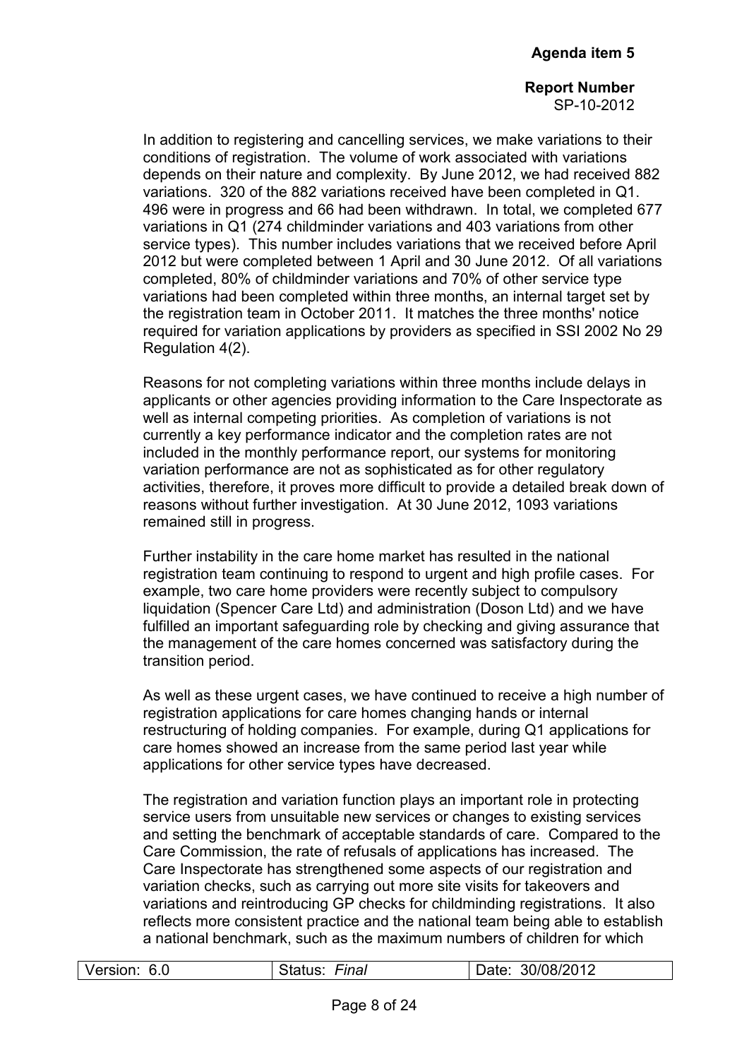In addition to registering and cancelling services, we make variations to their conditions of registration. The volume of work associated with variations depends on their nature and complexity. By June 2012, we had received 882 variations. 320 of the 882 variations received have been completed in Q1. 496 were in progress and 66 had been withdrawn. In total, we completed 677 variations in Q1 (274 childminder variations and 403 variations from other service types). This number includes variations that we received before April 2012 but were completed between 1 April and 30 June 2012. Of all variations completed, 80% of childminder variations and 70% of other service type variations had been completed within three months, an internal target set by the registration team in October 2011. It matches the three months' notice required for variation applications by providers as specified in SSI 2002 No 29 Regulation 4(2).

Reasons for not completing variations within three months include delays in applicants or other agencies providing information to the Care Inspectorate as well as internal competing priorities. As completion of variations is not currently a key performance indicator and the completion rates are not included in the monthly performance report, our systems for monitoring variation performance are not as sophisticated as for other regulatory activities, therefore, it proves more difficult to provide a detailed break down of reasons without further investigation. At 30 June 2012, 1093 variations remained still in progress.

Further instability in the care home market has resulted in the national registration team continuing to respond to urgent and high profile cases. For example, two care home providers were recently subject to compulsory liquidation (Spencer Care Ltd) and administration (Doson Ltd) and we have fulfilled an important safeguarding role by checking and giving assurance that the management of the care homes concerned was satisfactory during the transition period.

As well as these urgent cases, we have continued to receive a high number of registration applications for care homes changing hands or internal restructuring of holding companies. For example, during Q1 applications for care homes showed an increase from the same period last year while applications for other service types have decreased.

The registration and variation function plays an important role in protecting service users from unsuitable new services or changes to existing services and setting the benchmark of acceptable standards of care. Compared to the Care Commission, the rate of refusals of applications has increased. The Care Inspectorate has strengthened some aspects of our registration and variation checks, such as carrying out more site visits for takeovers and variations and reintroducing GP checks for childminding registrations. It also reflects more consistent practice and the national team being able to establish a national benchmark, such as the maximum numbers of children for which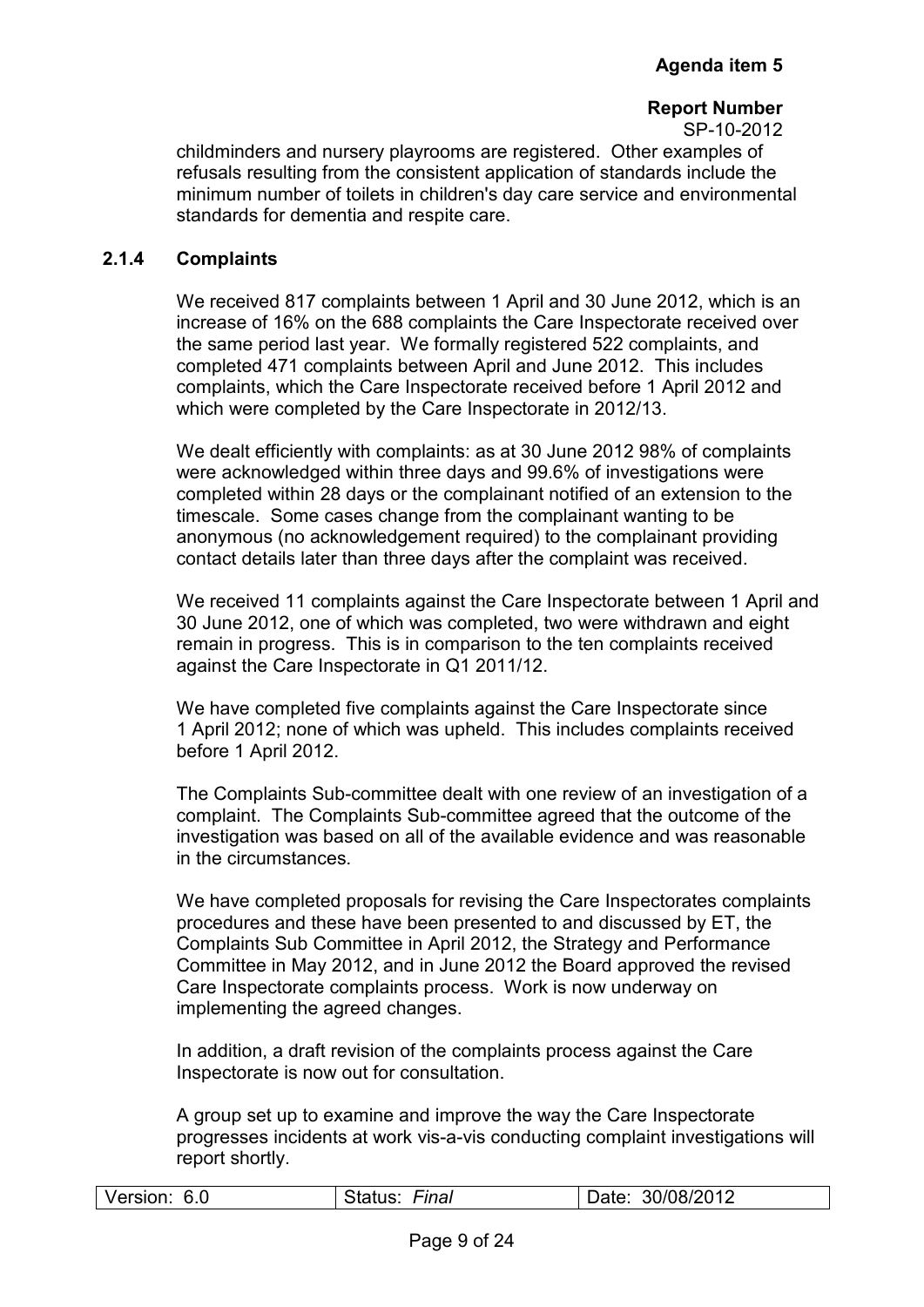childminders and nursery playrooms are registered. Other examples of refusals resulting from the consistent application of standards include the minimum number of toilets in children's day care service and environmental standards for dementia and respite care.

### 2.1.4 Complaints

We received 817 complaints between 1 April and 30 June 2012, which is an increase of 16% on the 688 complaints the Care Inspectorate received over the same period last year. We formally registered 522 complaints, and completed 471 complaints between April and June 2012. This includes complaints, which the Care Inspectorate received before 1 April 2012 and which were completed by the Care Inspectorate in 2012/13.

We dealt efficiently with complaints: as at 30 June 2012 98% of complaints were acknowledged within three days and 99.6% of investigations were completed within 28 days or the complainant notified of an extension to the timescale. Some cases change from the complainant wanting to be anonymous (no acknowledgement required) to the complainant providing contact details later than three days after the complaint was received.

We received 11 complaints against the Care Inspectorate between 1 April and 30 June 2012, one of which was completed, two were withdrawn and eight remain in progress. This is in comparison to the ten complaints received against the Care Inspectorate in Q1 2011/12.

We have completed five complaints against the Care Inspectorate since 1 April 2012; none of which was upheld. This includes complaints received before 1 April 2012.

The Complaints Sub-committee dealt with one review of an investigation of a complaint. The Complaints Sub-committee agreed that the outcome of the investigation was based on all of the available evidence and was reasonable in the circumstances.

We have completed proposals for revising the Care Inspectorates complaints procedures and these have been presented to and discussed by ET, the Complaints Sub Committee in April 2012, the Strategy and Performance Committee in May 2012, and in June 2012 the Board approved the revised Care Inspectorate complaints process. Work is now underway on implementing the agreed changes.

In addition, a draft revision of the complaints process against the Care Inspectorate is now out for consultation.

A group set up to examine and improve the way the Care Inspectorate progresses incidents at work vis-a-vis conducting complaint investigations will report shortly.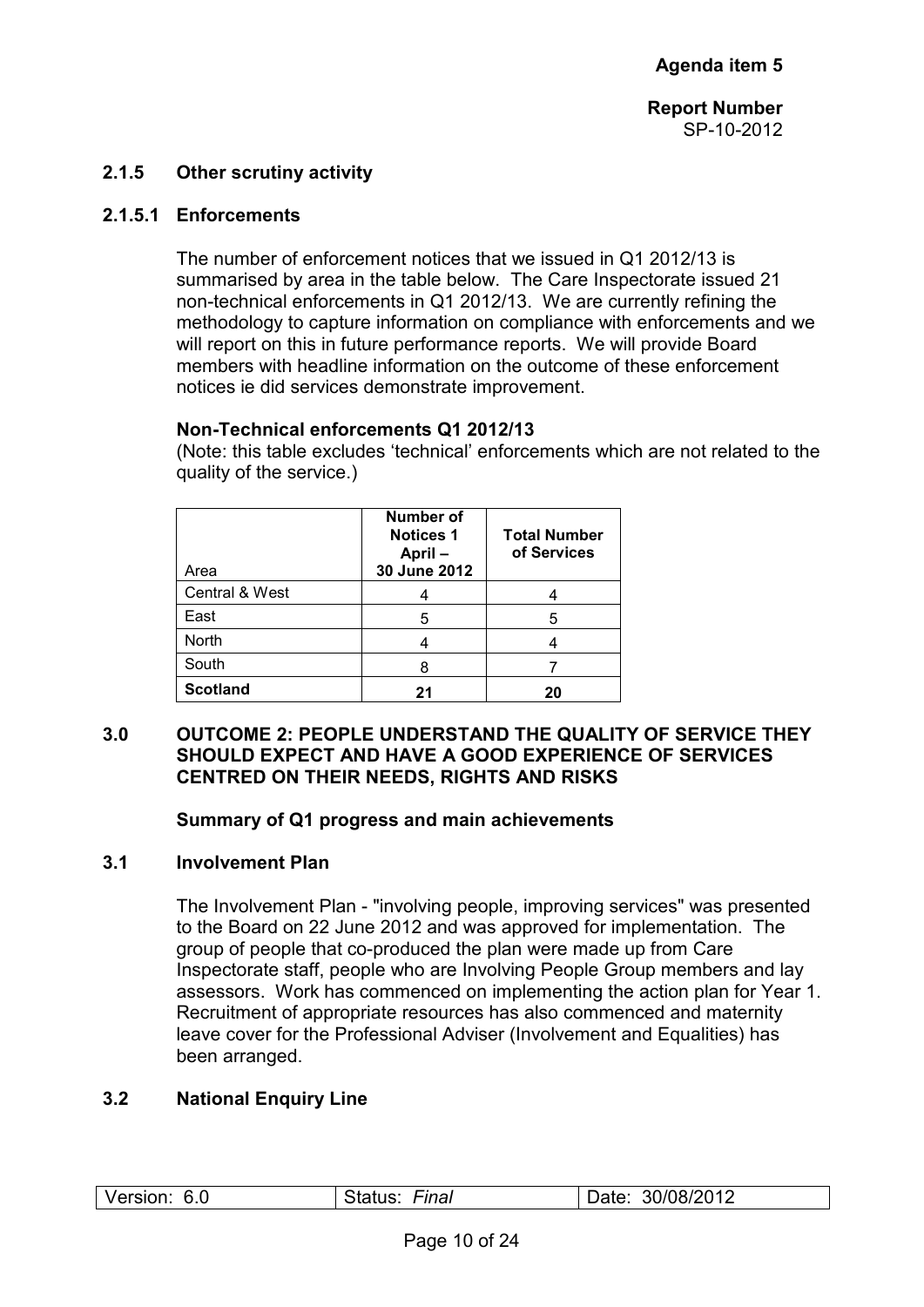**Agenda item 5**

**Report Number**
SP-10-2012

### 2.1.5 Other scrutiny activity

#### 2.1.5.1 Enforcements

The number of enforcement notices that we issued in Q1 2012/13 is summarised by area in the table below. The Care Inspectorate issued 21 non-technical enforcements in Q1 2012/13. We are currently refining the methodology to capture information on compliance with enforcements and we will report on this in future performance reports. We will provide Board members with headline information on the outcome of these enforcement notices ie did services demonstrate improvement.

**Non-Technical enforcements Q1 2012/13**
(Note: this table excludes 'technical' enforcements which are not related to the quality of the service.)

| Area | Number of Notices 1 April – 30 June 2012 | Total Number of Services |
|---|---|---|
| Central & West | 4 | 4 |
| East | 5 | 5 |
| North | 4 | 4 |
| South | 8 | 7 |
| **Scotland** | **21** | **20** |

## 3.0 OUTCOME 2: PEOPLE UNDERSTAND THE QUALITY OF SERVICE THEY SHOULD EXPECT AND HAVE A GOOD EXPERIENCE OF SERVICES CENTRED ON THEIR NEEDS, RIGHTS AND RISKS

**Summary of Q1 progress and main achievements**

### 3.1 Involvement Plan

The Involvement Plan - "involving people, improving services" was presented to the Board on 22 June 2012 and was approved for implementation. The group of people that co-produced the plan were made up from Care Inspectorate staff, people who are Involving People Group members and lay assessors. Work has commenced on implementing the action plan for Year 1. Recruitment of appropriate resources has also commenced and maternity leave cover for the Professional Adviser (Involvement and Equalities) has been arranged.

### 3.2 National Enquiry Line

| Version: 6.0 | Status: *Final* | Date: 30/08/2012 |
|---|---|---|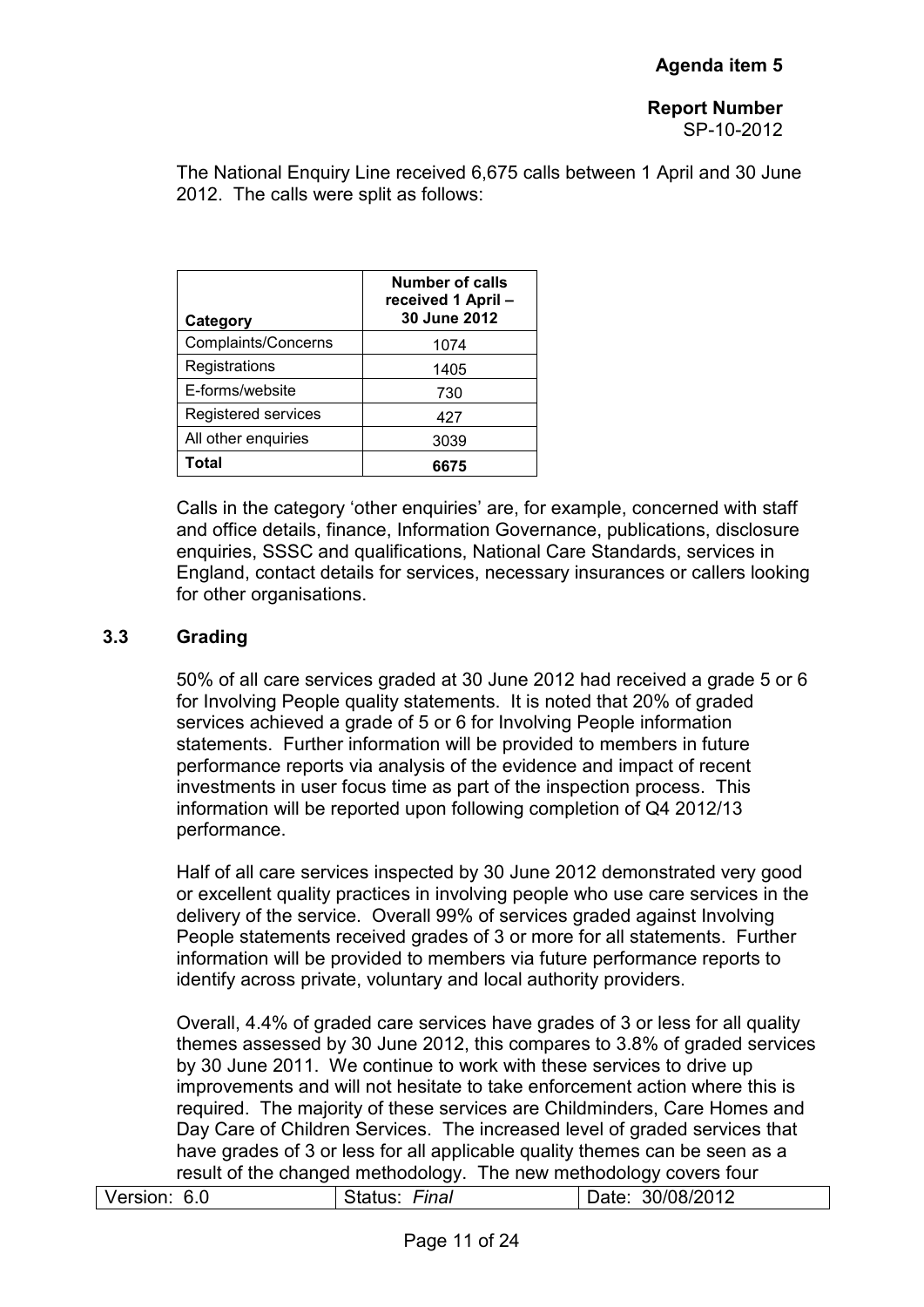The National Enquiry Line received 6,675 calls between 1 April and 30 June 2012. The calls were split as follows:

| Category | Number of calls received 1 April – 30 June 2012 |
|---|---|
| Complaints/Concerns | 1074 |
| Registrations | 1405 |
| E-forms/website | 730 |
| Registered services | 427 |
| All other enquiries | 3039 |
| **Total** | **6675** |

Calls in the category 'other enquiries' are, for example, concerned with staff and office details, finance, Information Governance, publications, disclosure enquiries, SSSC and qualifications, National Care Standards, services in England, contact details for services, necessary insurances or callers looking for other organisations.

### 3.3 Grading

50% of all care services graded at 30 June 2012 had received a grade 5 or 6 for Involving People quality statements. It is noted that 20% of graded services achieved a grade of 5 or 6 for Involving People information statements. Further information will be provided to members in future performance reports via analysis of the evidence and impact of recent investments in user focus time as part of the inspection process. This information will be reported upon following completion of Q4 2012/13 performance.

Half of all care services inspected by 30 June 2012 demonstrated very good or excellent quality practices in involving people who use care services in the delivery of the service. Overall 99% of services graded against Involving People statements received grades of 3 or more for all statements. Further information will be provided to members via future performance reports to identify across private, voluntary and local authority providers.

Overall, 4.4% of graded care services have grades of 3 or less for all quality themes assessed by 30 June 2012, this compares to 3.8% of graded services by 30 June 2011. We continue to work with these services to drive up improvements and will not hesitate to take enforcement action where this is required. The majority of these services are Childminders, Care Homes and Day Care of Children Services. The increased level of graded services that have grades of 3 or less for all applicable quality themes can be seen as a result of the changed methodology. The new methodology covers four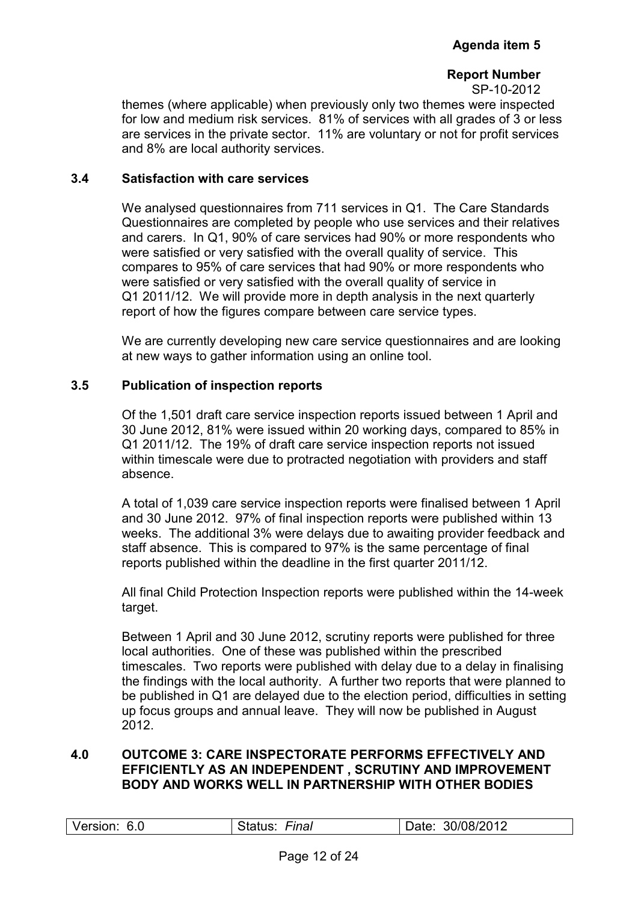themes (where applicable) when previously only two themes were inspected for low and medium risk services. 81% of services with all grades of 3 or less are services in the private sector. 11% are voluntary or not for profit services and 8% are local authority services.

### 3.4 Satisfaction with care services

We analysed questionnaires from 711 services in Q1. The Care Standards Questionnaires are completed by people who use services and their relatives and carers. In Q1, 90% of care services had 90% or more respondents who were satisfied or very satisfied with the overall quality of service. This compares to 95% of care services that had 90% or more respondents who were satisfied or very satisfied with the overall quality of service in Q1 2011/12. We will provide more in depth analysis in the next quarterly report of how the figures compare between care service types.

We are currently developing new care service questionnaires and are looking at new ways to gather information using an online tool.

### 3.5 Publication of inspection reports

Of the 1,501 draft care service inspection reports issued between 1 April and 30 June 2012, 81% were issued within 20 working days, compared to 85% in Q1 2011/12. The 19% of draft care service inspection reports not issued within timescale were due to protracted negotiation with providers and staff absence.

A total of 1,039 care service inspection reports were finalised between 1 April and 30 June 2012. 97% of final inspection reports were published within 13 weeks. The additional 3% were delays due to awaiting provider feedback and staff absence. This is compared to 97% is the same percentage of final reports published within the deadline in the first quarter 2011/12.

All final Child Protection Inspection reports were published within the 14-week target.

Between 1 April and 30 June 2012, scrutiny reports were published for three local authorities. One of these was published within the prescribed timescales. Two reports were published with delay due to a delay in finalising the findings with the local authority. A further two reports that were planned to be published in Q1 are delayed due to the election period, difficulties in setting up focus groups and annual leave. They will now be published in August 2012.

## 4.0 OUTCOME 3: CARE INSPECTORATE PERFORMS EFFECTIVELY AND EFFICIENTLY AS AN INDEPENDENT , SCRUTINY AND IMPROVEMENT BODY AND WORKS WELL IN PARTNERSHIP WITH OTHER BODIES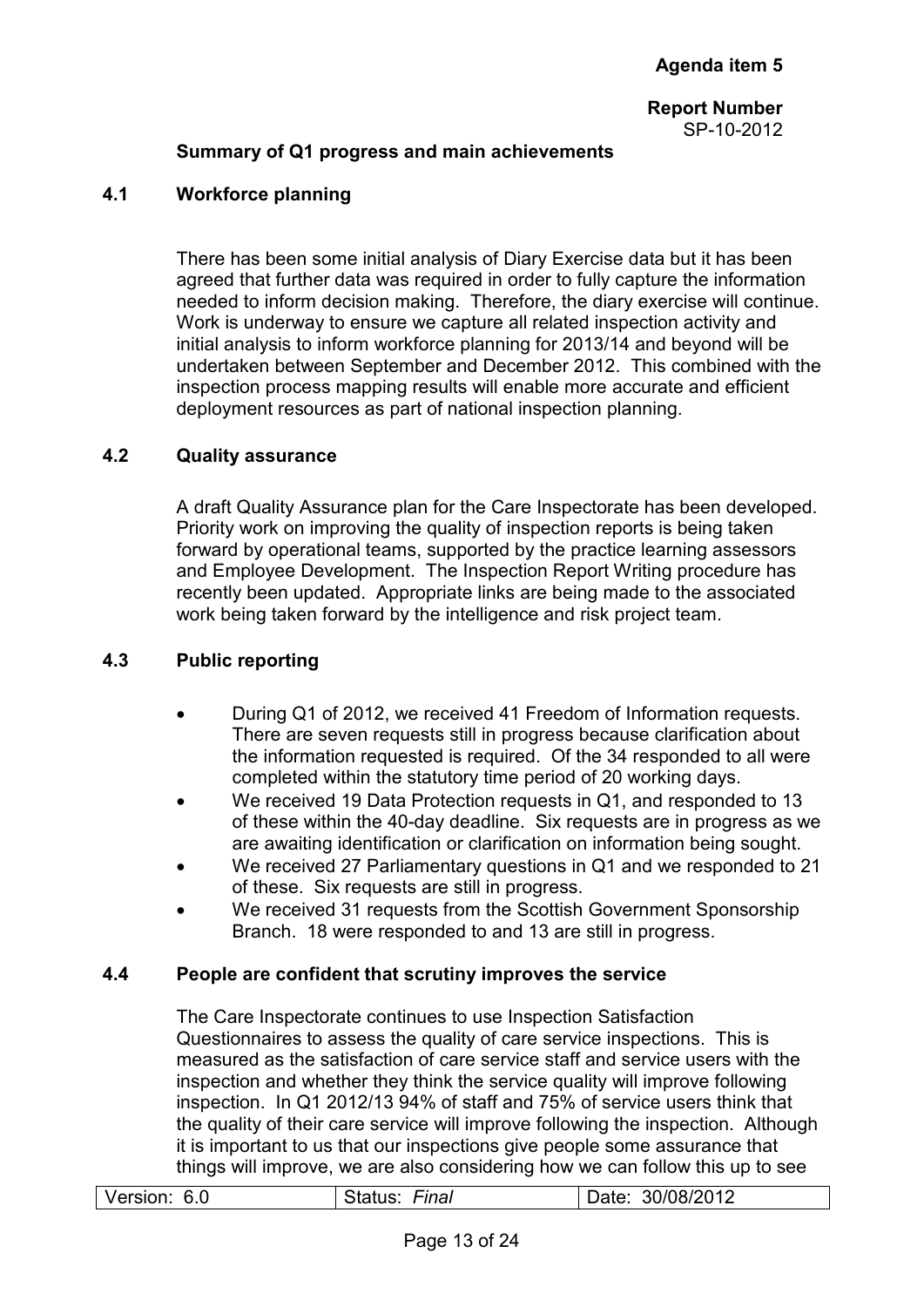**Agenda item 5**

**Report Number**
SP-10-2012

**Summary of Q1 progress and main achievements**

### 4.1 Workforce planning

There has been some initial analysis of Diary Exercise data but it has been agreed that further data was required in order to fully capture the information needed to inform decision making. Therefore, the diary exercise will continue. Work is underway to ensure we capture all related inspection activity and initial analysis to inform workforce planning for 2013/14 and beyond will be undertaken between September and December 2012. This combined with the inspection process mapping results will enable more accurate and efficient deployment resources as part of national inspection planning.

### 4.2 Quality assurance

A draft Quality Assurance plan for the Care Inspectorate has been developed. Priority work on improving the quality of inspection reports is being taken forward by operational teams, supported by the practice learning assessors and Employee Development. The Inspection Report Writing procedure has recently been updated. Appropriate links are being made to the associated work being taken forward by the intelligence and risk project team.

### 4.3 Public reporting

- During Q1 of 2012, we received 41 Freedom of Information requests. There are seven requests still in progress because clarification about the information requested is required. Of the 34 responded to all were completed within the statutory time period of 20 working days.
- We received 19 Data Protection requests in Q1, and responded to 13 of these within the 40-day deadline. Six requests are in progress as we are awaiting identification or clarification on information being sought.
- We received 27 Parliamentary questions in Q1 and we responded to 21 of these. Six requests are still in progress.
- We received 31 requests from the Scottish Government Sponsorship Branch. 18 were responded to and 13 are still in progress.

### 4.4 People are confident that scrutiny improves the service

The Care Inspectorate continues to use Inspection Satisfaction Questionnaires to assess the quality of care service inspections. This is measured as the satisfaction of care service staff and service users with the inspection and whether they think the service quality will improve following inspection. In Q1 2012/13 94% of staff and 75% of service users think that the quality of their care service will improve following the inspection. Although it is important to us that our inspections give people some assurance that things will improve, we are also considering how we can follow this up to see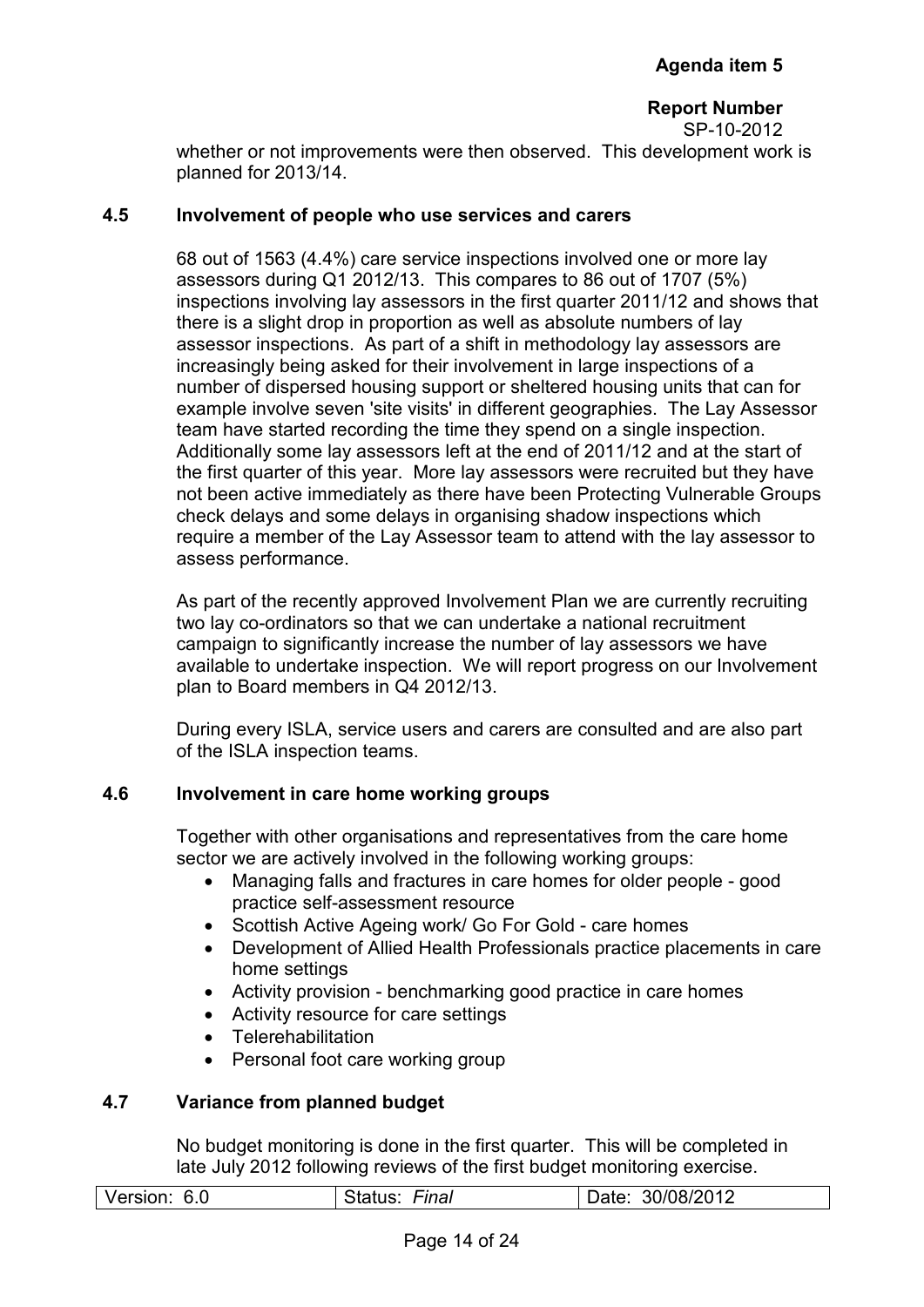whether or not improvements were then observed. This development work is planned for 2013/14.

### 4.5 Involvement of people who use services and carers

68 out of 1563 (4.4%) care service inspections involved one or more lay assessors during Q1 2012/13. This compares to 86 out of 1707 (5%) inspections involving lay assessors in the first quarter 2011/12 and shows that there is a slight drop in proportion as well as absolute numbers of lay assessor inspections. As part of a shift in methodology lay assessors are increasingly being asked for their involvement in large inspections of a number of dispersed housing support or sheltered housing units that can for example involve seven 'site visits' in different geographies. The Lay Assessor team have started recording the time they spend on a single inspection. Additionally some lay assessors left at the end of 2011/12 and at the start of the first quarter of this year. More lay assessors were recruited but they have not been active immediately as there have been Protecting Vulnerable Groups check delays and some delays in organising shadow inspections which require a member of the Lay Assessor team to attend with the lay assessor to assess performance.

As part of the recently approved Involvement Plan we are currently recruiting two lay co-ordinators so that we can undertake a national recruitment campaign to significantly increase the number of lay assessors we have available to undertake inspection. We will report progress on our Involvement plan to Board members in Q4 2012/13.

During every ISLA, service users and carers are consulted and are also part of the ISLA inspection teams.

### 4.6 Involvement in care home working groups

Together with other organisations and representatives from the care home sector we are actively involved in the following working groups:

- Managing falls and fractures in care homes for older people - good practice self-assessment resource
- Scottish Active Ageing work/ Go For Gold - care homes
- Development of Allied Health Professionals practice placements in care home settings
- Activity provision - benchmarking good practice in care homes
- Activity resource for care settings
- Telerehabilitation
- Personal foot care working group

### 4.7 Variance from planned budget

No budget monitoring is done in the first quarter. This will be completed in late July 2012 following reviews of the first budget monitoring exercise.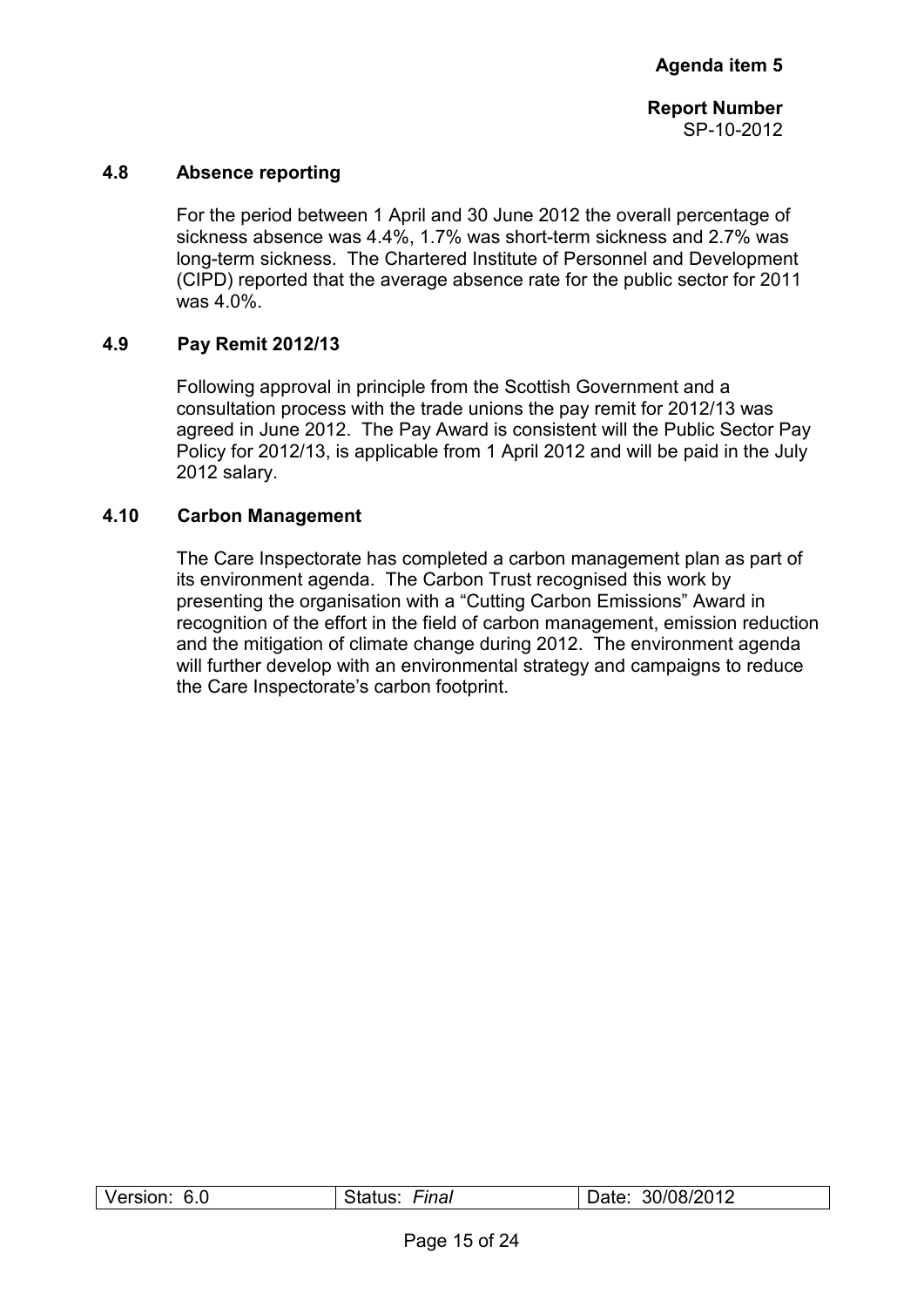### 4.8 Absence reporting

For the period between 1 April and 30 June 2012 the overall percentage of sickness absence was 4.4%, 1.7% was short-term sickness and 2.7% was long-term sickness. The Chartered Institute of Personnel and Development (CIPD) reported that the average absence rate for the public sector for 2011 was 4.0%.

### 4.9 Pay Remit 2012/13

Following approval in principle from the Scottish Government and a consultation process with the trade unions the pay remit for 2012/13 was agreed in June 2012. The Pay Award is consistent will the Public Sector Pay Policy for 2012/13, is applicable from 1 April 2012 and will be paid in the July 2012 salary.

### 4.10 Carbon Management

The Care Inspectorate has completed a carbon management plan as part of its environment agenda. The Carbon Trust recognised this work by presenting the organisation with a "Cutting Carbon Emissions" Award in recognition of the effort in the field of carbon management, emission reduction and the mitigation of climate change during 2012. The environment agenda will further develop with an environmental strategy and campaigns to reduce the Care Inspectorate's carbon footprint.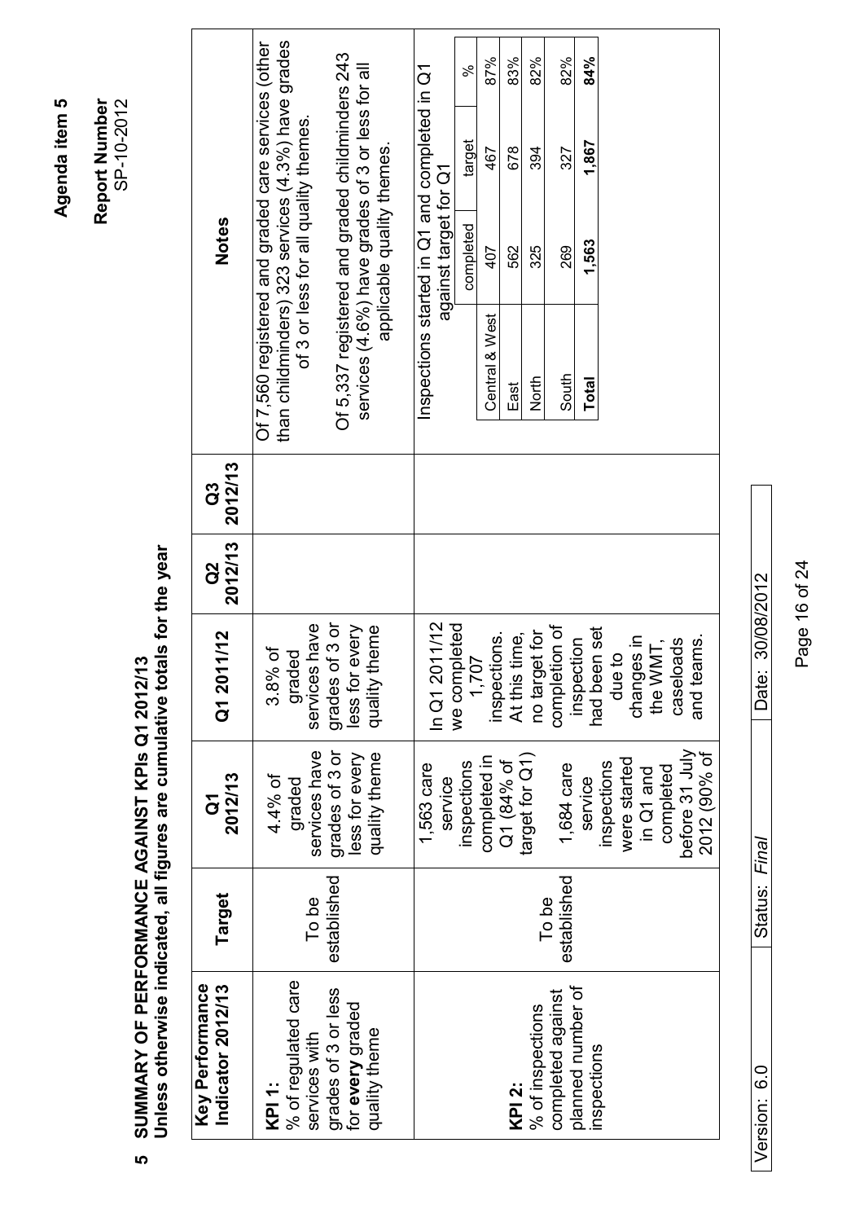Agenda item 5

Report Number
SP-10-2012

## 5 SUMMARY OF PERFORMANCE AGAINST KPIs Q1 2012/13

**Unless otherwise indicated, all figures are cumulative totals for the year**

| Key Performance Indicator 2012/13 | Target | Q1 2012/13 | Q1 2011/12 | Q2 2012/13 | Q3 2012/13 | Notes |
|---|---|---|---|---|---|---|
| **KPI 1:** % of regulated care services with grades of 3 or less for **every** graded quality theme | To be established | 4.4% of graded services have grades of 3 or less for every quality theme | 3.8% of graded services have grades of 3 or less for every quality theme | | | Of 7,560 registered and graded care services (other than childminders) 323 services (4.3%) have grades of 3 or less for all quality themes. Of 5,337 registered and graded childminders 243 services (4.6%) have grades of 3 or less for all applicable quality themes. |
| **KPI 2:** % of inspections completed against planned number of inspections | To be established | 1,563 care service inspections completed in Q1 (84% of target for Q1) 1,684 care service inspections were started in Q1 and completed before 31 July 2012 (90% of | In Q1 2011/12 we completed 1,707 inspections. At this time, no target for completion of inspection had been set due to changes in the WMT, caseloads and teams. | | | Inspections started in Q1 and completed in Q1 against target for Q1 (see table below) |

| | completed | target | % |
|---|---|---|---|
| Central & West | 407 | 467 | 87% |
| East | 562 | 678 | 83% |
| North | 325 | 394 | 82% |
| South | 269 | 327 | 82% |
| **Total** | **1,563** | **1,867** | **84%** |

Version: 6.0 | Status: *Final* | Date: 30/08/2012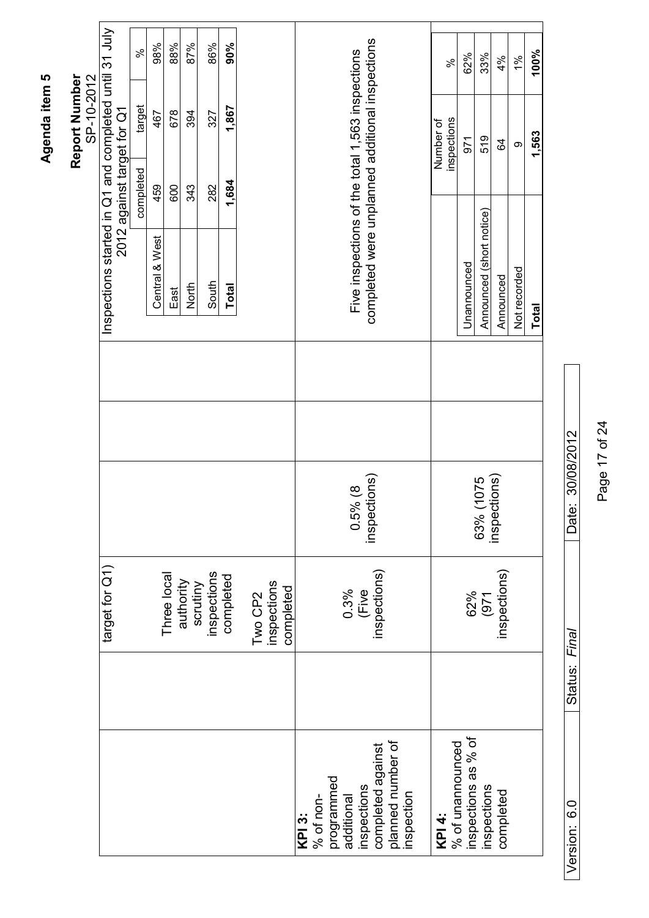**Agenda item 5**

**Report Number**
SP-10-2012

| | | | | | | |
|---|---|---|---|---|---|---|
| | | target for Q1)<br><br>Three local authority scrutiny inspections completed<br><br>Two CP2 inspections completed | | | | Inspections started in Q1 and completed until 31 July 2012 against target for Q1<br><br>\| \| completed \| target \| % \|<br>\| Central & West \| 459 \| 467 \| 98% \|<br>\| East \| 600 \| 678 \| 88% \|<br>\| North \| 343 \| 394 \| 87% \|<br>\| South \| 282 \| 327 \| 86% \|<br>\| **Total** \| **1,684** \| **1,867** \| **90%** \| |
| **KPI 3:**<br>% of non-programmed additional inspections completed against planned number of inspection | | 0.3%<br>(Five inspections) | 0.5% (8 inspections) | | | Five inspections of the total 1,563 inspections completed were unplanned additional inspections |
| **KPI 4:**<br>% of unannounced inspections as % of inspections completed | | 62%<br>(971 inspections) | 63% (1075 inspections) | | | \| \| Number of inspections \| % \|<br>\| Unannounced \| 971 \| 62% \|<br>\| Announced (short notice) \| 519 \| 33% \|<br>\| Announced \| 64 \| 4% \|<br>\| Not recorded \| 9 \| 1% \|<br>\| **Total** \| **1,563** \| **100%** \| |

Version: 6.0 | Status: *Final* | Date: 30/08/2012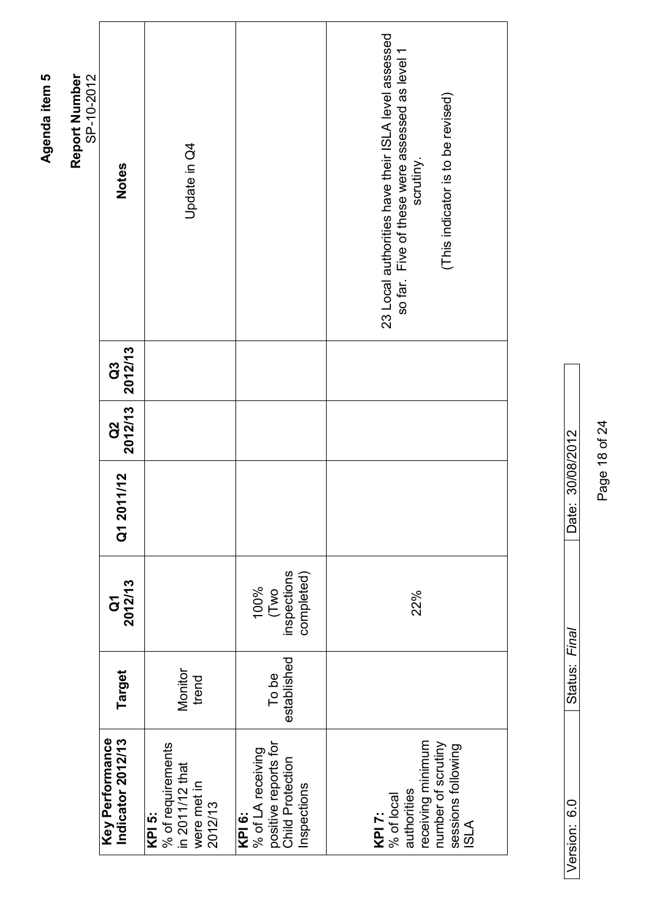**Agenda item 5**

**Report Number**
SP-10-2012

| Key Performance Indicator 2012/13 | Target | Q1 2012/13 | Q1 2011/12 | Q2 2012/13 | Q3 2012/13 | Notes |
|---|---|---|---|---|---|---|
| **KPI 5:** % of requirements in 2011/12 that were met in 2012/13 | Monitor trend | | | | | Update in Q4 |
| **KPI 6:** % of LA receiving positive reports for Child Protection Inspections | To be established | 100% (Two inspections completed) | | | | |
| **KPI 7:** % of local authorities receiving minimum number of scrutiny sessions following ISLA | | 22% | | | | 23 Local authorities have their ISLA level assessed so far. Five of these were assessed as level 1 scrutiny. (This indicator is to be revised) |

| Version: 6.0 | Status: *Final* | Date: 30/08/2012 |
|---|---|---|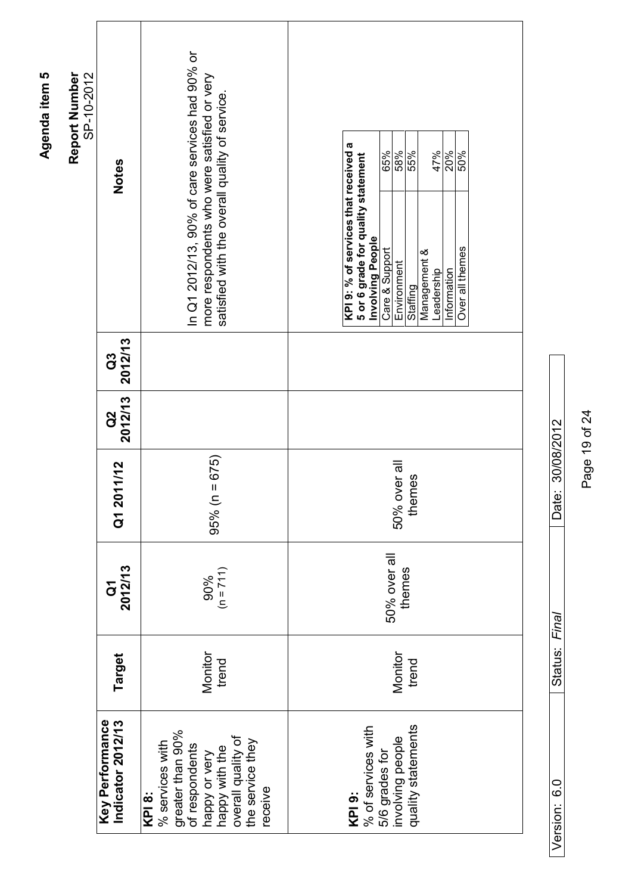**Agenda item 5**

**Report Number**
SP-10-2012

| Key Performance Indicator 2012/13 | Target | Q1 2012/13 | Q1 2011/12 | Q2 2012/13 | Q3 2012/13 | Notes |
|---|---|---|---|---|---|---|
| **KPI 8:** % services with greater than 90% of respondents happy or very happy with the overall quality of the service they receive | Monitor trend | 90% (n = 711) | 95% (n = 675) | | | In Q1 2012/13, 90% of care services had 90% or more respondents who were satisfied or very satisfied with the overall quality of service. |
| **KPI 9:** % of services with 5/6 grades for involving people quality statements | Monitor trend | 50% over all themes | 50% over all themes | | | See KPI 9 breakdown table below |

| **KPI 9: % of services that received a 5 or 6 grade for quality statement Involving People** | |
|---|---|
| Care & Support | 65% |
| Environment | 58% |
| Staffing | 55% |
| Management & Leadership | 47% |
| Information | 20% |
| Over all themes | 50% |

| Version: 6.0 | Status: *Final* | Date: 30/08/2012 |
|---|---|---|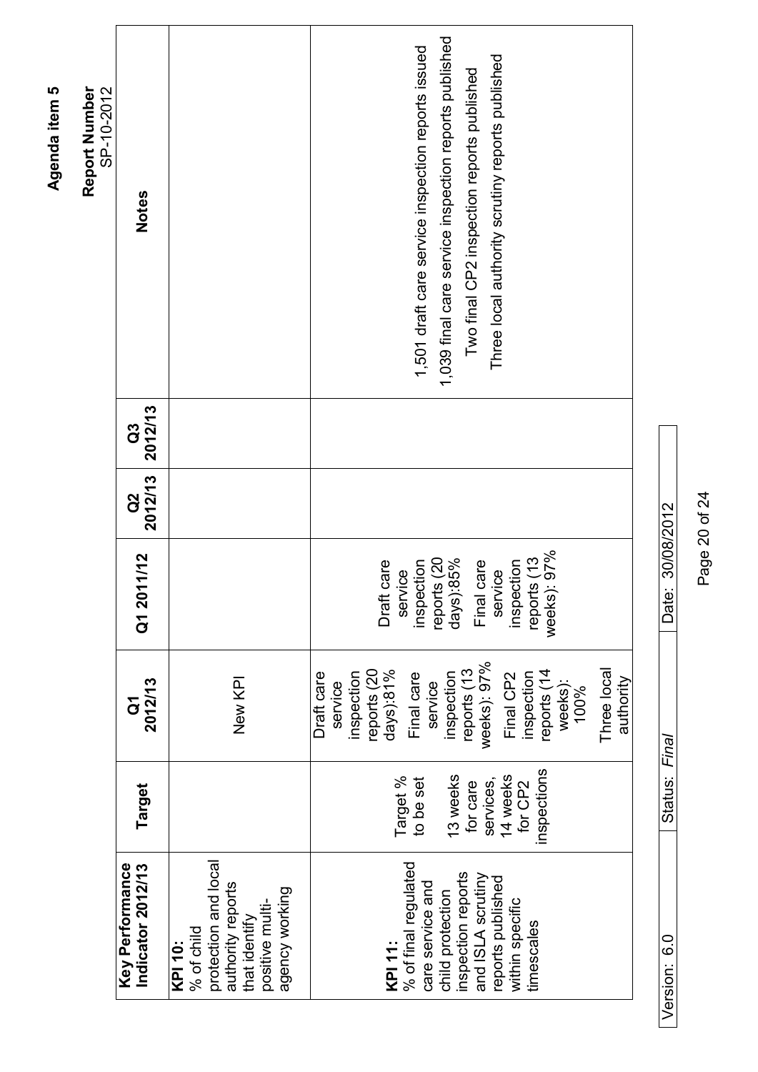**Agenda item 5**

**Report Number**
SP-10-2012

| Key Performance Indicator 2012/13 | Target | Q1 2012/13 | Q1 2011/12 | Q2 2012/13 | Q3 2012/13 | Notes |
|---|---|---|---|---|---|---|
| **KPI 10:** % of child protection and local authority reports that identify positive multi-agency working | | New KPI | | | | |
| **KPI 11:** % of final regulated care service and child protection inspection reports and ISLA scrutiny reports published within specific timescales | Target % to be set<br><br>13 weeks for care services, 14 weeks for CP2 inspections | Draft care service inspection reports (20 days):81%<br><br>Final care service inspection reports (13 weeks): 97%<br><br>Final CP2 inspection reports (14 weeks): 100%<br><br>Three local authority | Draft care service inspection reports (20 days):85%<br><br>Final care service inspection reports (13 weeks): 97% | | | 1,501 draft care service inspection reports issued<br><br>1,039 final care service inspection reports published<br><br>Two final CP2 inspection reports published<br><br>Three local authority scrutiny reports published |

Version: 6.0 | Status: *Final* | Date: 30/08/2012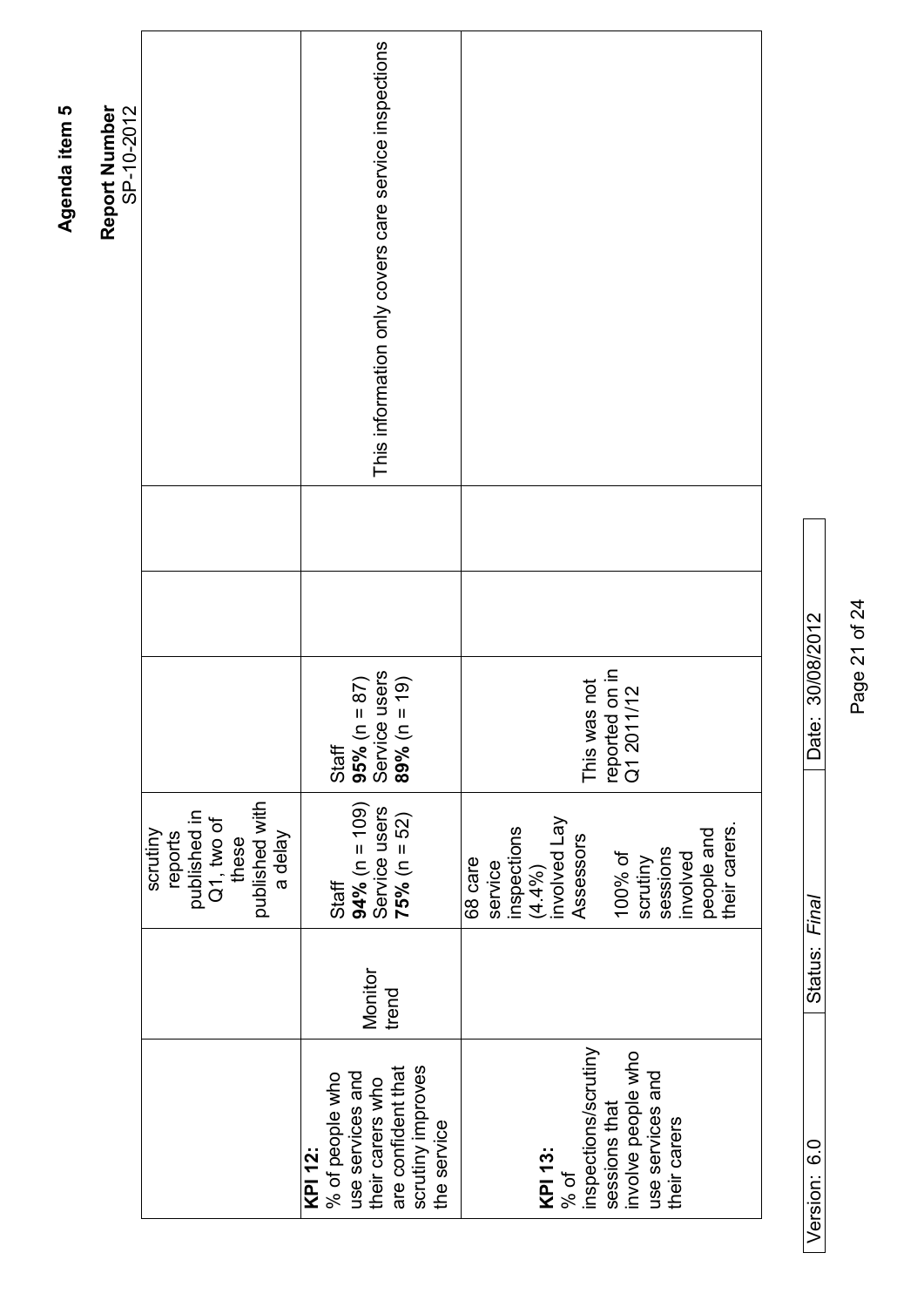Agenda item 5

**Report Number**
SP-10-2012

| | | | | | | |
|---|---|---|---|---|---|---|
| | | scrutiny reports published in Q1, two of these published with a delay | | | | |
| **KPI 12:** % of people who use services and their carers who are confident that scrutiny improves the service | Monitor trend | Staff **94%** (n = 109) Service users **75%** (n = 52) | Staff **95%** (n = 87) Service users **89%** (n = 19) | | | This information only covers care service inspections |
| **KPI 13:** % of inspections/scrutiny sessions that involve people who use services and their carers | | 68 care service inspections (4.4%) involved Lay Assessors<br><br>100% of scrutiny sessions involved people and their carers. | This was not reported on in Q1 2011/12 | | | |

| Version: 6.0 | Status: *Final* | Date: 30/08/2012 |
|---|---|---|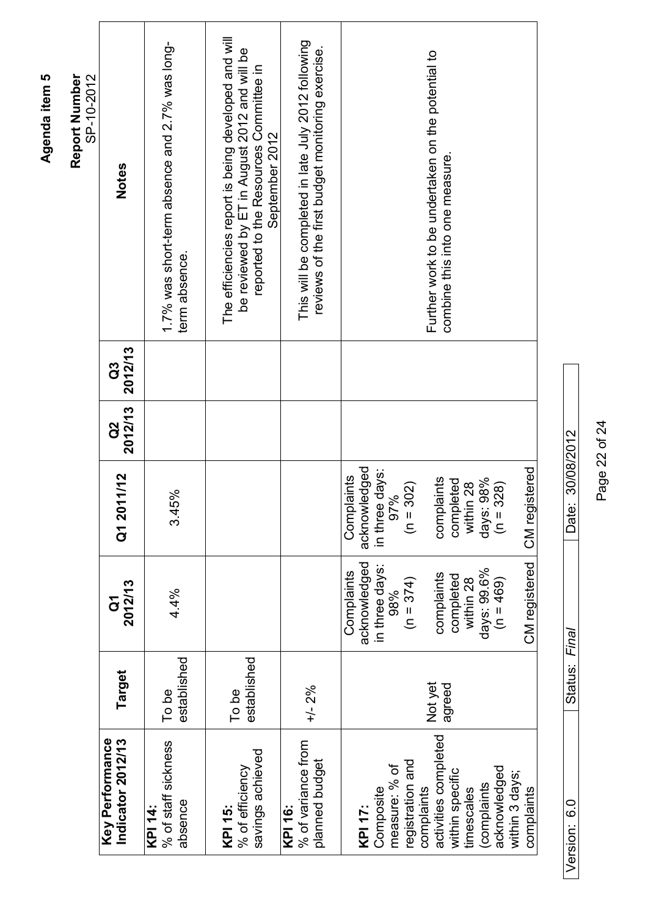**Agenda item 5**

**Report Number**
SP-10-2012

| Key Performance Indicator 2012/13 | Target | Q1 2012/13 | Q1 2011/12 | Q2 2012/13 | Q3 2012/13 | Notes |
|---|---|---|---|---|---|---|
| **KPI 14:** % of staff sickness absence | To be established | 4.4% | 3.45% | | | 1.7% was short-term absence and 2.7% was long-term absence. |
| **KPI 15:** % of efficiency savings achieved | To be established | | | | | The efficiencies report is being developed and will be reviewed by ET in August 2012 and will be reported to the Resources Committee in September 2012 |
| **KPI 16:** % of variance from planned budget | +/- 2% | | | | | This will be completed in late July 2012 following reviews of the first budget monitoring exercise. |
| **KPI 17:** Composite measure: % of registration and complaints activities completed within specific timescales (complaints acknowledged within 3 days; complaints | Not yet agreed | Complaints acknowledged in three days: 98% (n = 374) complaints completed within 28 days: 99.6% (n = 469) CM registered | Complaints acknowledged in three days: 97% (n = 302) complaints completed within 28 days: 98% (n = 328) CM registered | | | Further work to be undertaken on the potential to combine this into one measure. |

| Version: 6.0 | Status: *Final* | Date: 30/08/2012 |
|---|---|---|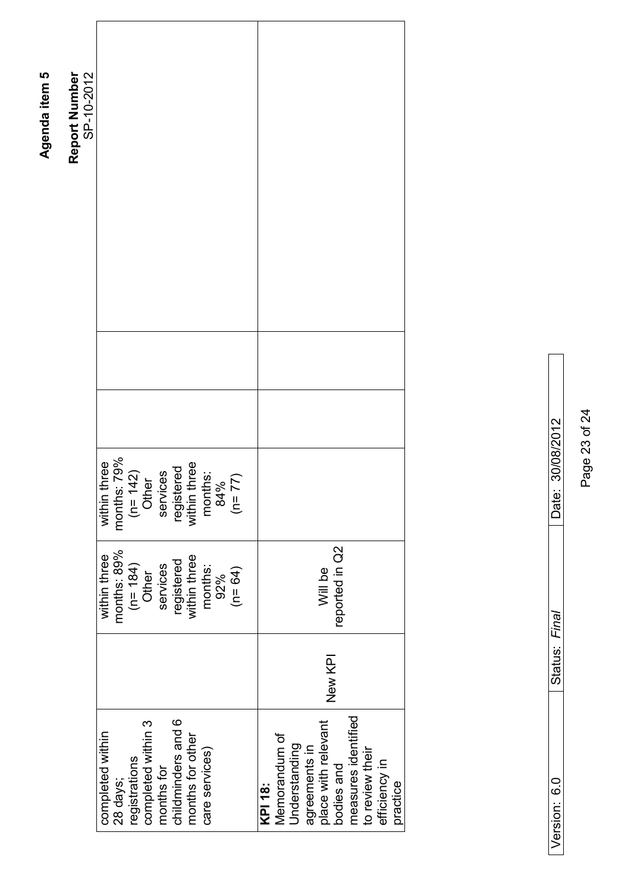| | | | | | | |
|---|---|---|---|---|---|---|
| completed within 28 days; registrations completed within 3 months for childminders and 6 months for other care services) | | within three months: 89% (n= 184) Other services registered within three months: 92% (n= 64) | within three months: 79% (n= 142) Other services registered within three months: 84% (n= 77) | | | |
| **KPI 18:** Memorandum of Understanding agreements in place with relevant bodies and measures identified to review their efficiency in practice | New KPI | Will be reported in Q2 | | | | |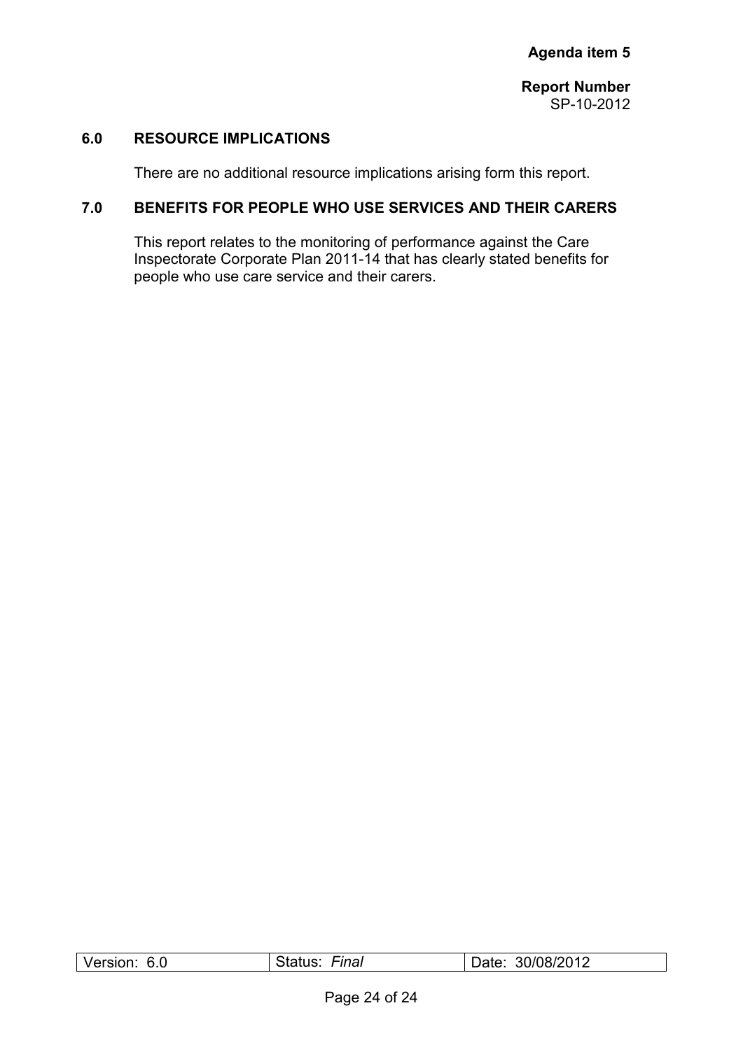**Agenda item 5**

**Report Number**
SP-10-2012

## 6.0 RESOURCE IMPLICATIONS

There are no additional resource implications arising form this report.

## 7.0 BENEFITS FOR PEOPLE WHO USE SERVICES AND THEIR CARERS

This report relates to the monitoring of performance against the Care Inspectorate Corporate Plan 2011-14 that has clearly stated benefits for people who use care service and their carers.

| | | |
|---|---|---|
| Version: 6.0 | Status: *Final* | Date: 30/08/2012 |